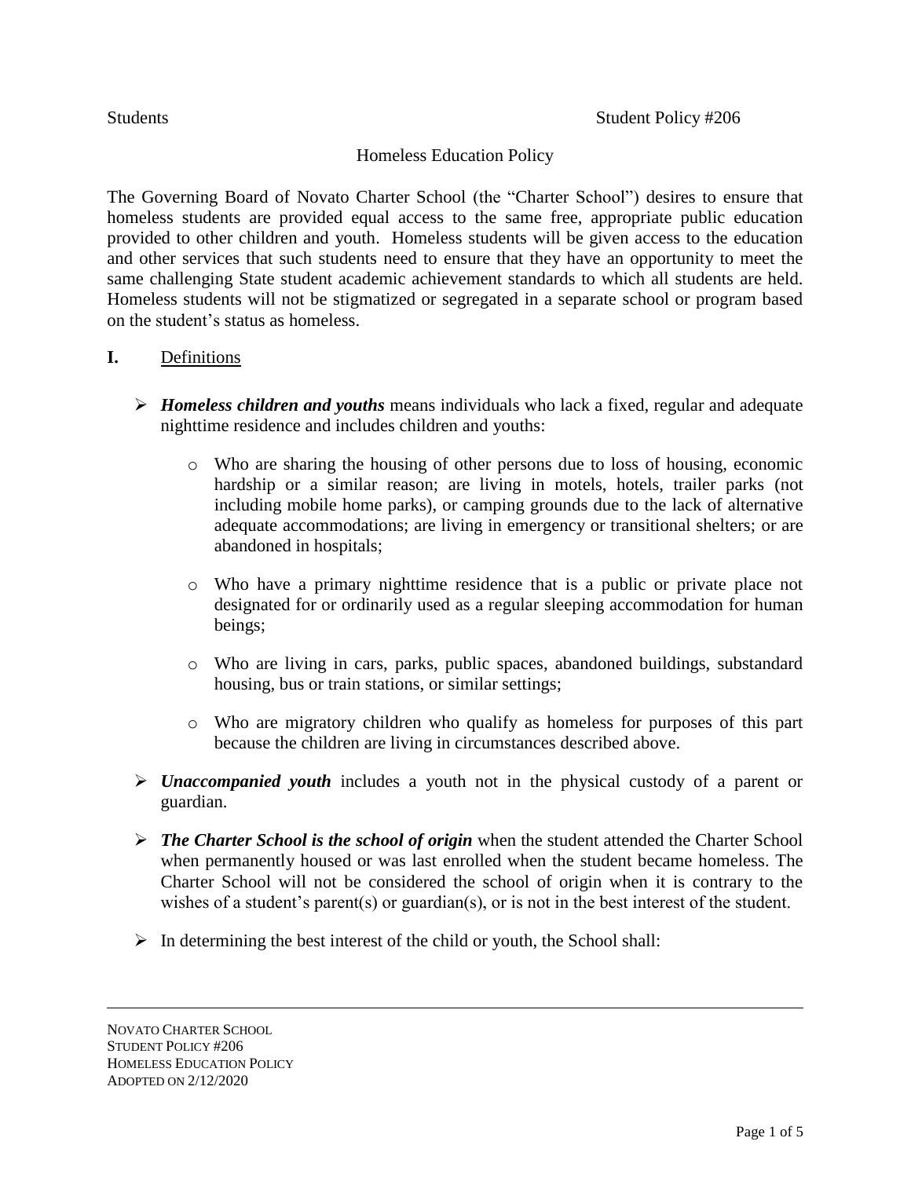Students Student Policy #206

# Homeless Education Policy

The Governing Board of Novato Charter School (the "Charter School") desires to ensure that homeless students are provided equal access to the same free, appropriate public education provided to other children and youth. Homeless students will be given access to the education and other services that such students need to ensure that they have an opportunity to meet the same challenging State student academic achievement standards to which all students are held. Homeless students will not be stigmatized or segregated in a separate school or program based on the student's status as homeless.

## I. Definitions

- ***Homeless children and youths*** means individuals who lack a fixed, regular and adequate nighttime residence and includes children and youths:
  - Who are sharing the housing of other persons due to loss of housing, economic hardship or a similar reason; are living in motels, hotels, trailer parks (not including mobile home parks), or camping grounds due to the lack of alternative adequate accommodations; are living in emergency or transitional shelters; or are abandoned in hospitals;
  - Who have a primary nighttime residence that is a public or private place not designated for or ordinarily used as a regular sleeping accommodation for human beings;
  - Who are living in cars, parks, public spaces, abandoned buildings, substandard housing, bus or train stations, or similar settings;
  - Who are migratory children who qualify as homeless for purposes of this part because the children are living in circumstances described above.
- ***Unaccompanied youth*** includes a youth not in the physical custody of a parent or guardian.
- ***The Charter School is the school of origin*** when the student attended the Charter School when permanently housed or was last enrolled when the student became homeless. The Charter School will not be considered the school of origin when it is contrary to the wishes of a student's parent(s) or guardian(s), or is not in the best interest of the student.
- In determining the best interest of the child or youth, the School shall: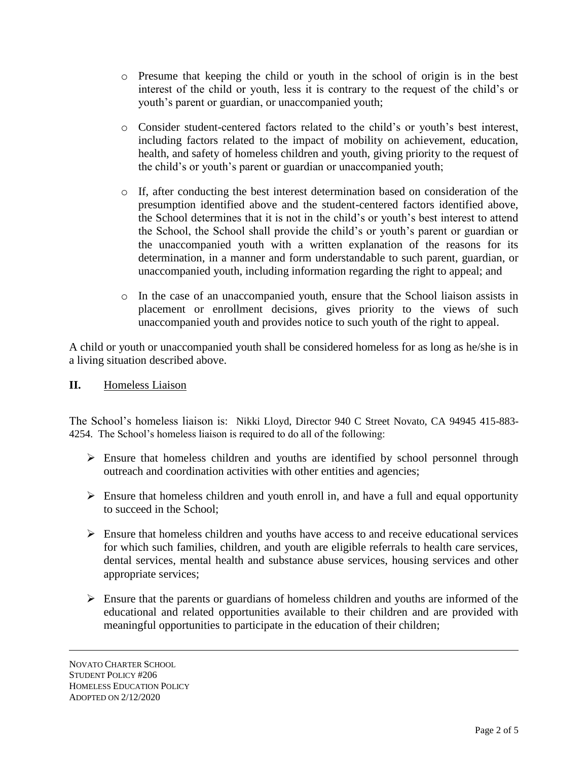- Presume that keeping the child or youth in the school of origin is in the best interest of the child or youth, less it is contrary to the request of the child's or youth's parent or guardian, or unaccompanied youth;
- Consider student-centered factors related to the child's or youth's best interest, including factors related to the impact of mobility on achievement, education, health, and safety of homeless children and youth, giving priority to the request of the child's or youth's parent or guardian or unaccompanied youth;
- If, after conducting the best interest determination based on consideration of the presumption identified above and the student-centered factors identified above, the School determines that it is not in the child's or youth's best interest to attend the School, the School shall provide the child's or youth's parent or guardian or the unaccompanied youth with a written explanation of the reasons for its determination, in a manner and form understandable to such parent, guardian, or unaccompanied youth, including information regarding the right to appeal; and
- In the case of an unaccompanied youth, ensure that the School liaison assists in placement or enrollment decisions, gives priority to the views of such unaccompanied youth and provides notice to such youth of the right to appeal.

A child or youth or unaccompanied youth shall be considered homeless for as long as he/she is in a living situation described above.

## II. Homeless Liaison

The School's homeless liaison is: Nikki Lloyd, Director 940 C Street Novato, CA 94945 415-883-4254. The School's homeless liaison is required to do all of the following:

- Ensure that homeless children and youths are identified by school personnel through outreach and coordination activities with other entities and agencies;
- Ensure that homeless children and youth enroll in, and have a full and equal opportunity to succeed in the School;
- Ensure that homeless children and youths have access to and receive educational services for which such families, children, and youth are eligible referrals to health care services, dental services, mental health and substance abuse services, housing services and other appropriate services;
- Ensure that the parents or guardians of homeless children and youths are informed of the educational and related opportunities available to their children and are provided with meaningful opportunities to participate in the education of their children;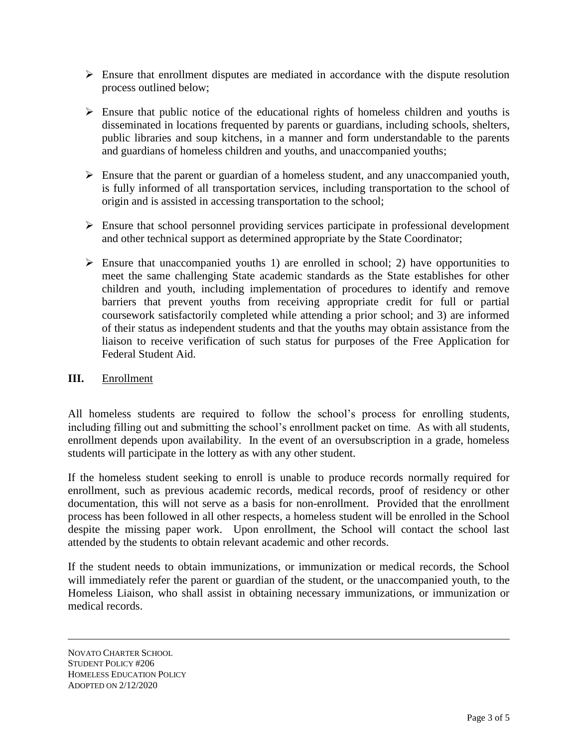- Ensure that enrollment disputes are mediated in accordance with the dispute resolution process outlined below;

- Ensure that public notice of the educational rights of homeless children and youths is disseminated in locations frequented by parents or guardians, including schools, shelters, public libraries and soup kitchens, in a manner and form understandable to the parents and guardians of homeless children and youths, and unaccompanied youths;

- Ensure that the parent or guardian of a homeless student, and any unaccompanied youth, is fully informed of all transportation services, including transportation to the school of origin and is assisted in accessing transportation to the school;

- Ensure that school personnel providing services participate in professional development and other technical support as determined appropriate by the State Coordinator;

- Ensure that unaccompanied youths 1) are enrolled in school; 2) have opportunities to meet the same challenging State academic standards as the State establishes for other children and youth, including implementation of procedures to identify and remove barriers that prevent youths from receiving appropriate credit for full or partial coursework satisfactorily completed while attending a prior school; and 3) are informed of their status as independent students and that the youths may obtain assistance from the liaison to receive verification of such status for purposes of the Free Application for Federal Student Aid.

## III. Enrollment

All homeless students are required to follow the school's process for enrolling students, including filling out and submitting the school's enrollment packet on time. As with all students, enrollment depends upon availability. In the event of an oversubscription in a grade, homeless students will participate in the lottery as with any other student.

If the homeless student seeking to enroll is unable to produce records normally required for enrollment, such as previous academic records, medical records, proof of residency or other documentation, this will not serve as a basis for non-enrollment. Provided that the enrollment process has been followed in all other respects, a homeless student will be enrolled in the School despite the missing paper work. Upon enrollment, the School will contact the school last attended by the students to obtain relevant academic and other records.

If the student needs to obtain immunizations, or immunization or medical records, the School will immediately refer the parent or guardian of the student, or the unaccompanied youth, to the Homeless Liaison, who shall assist in obtaining necessary immunizations, or immunization or medical records.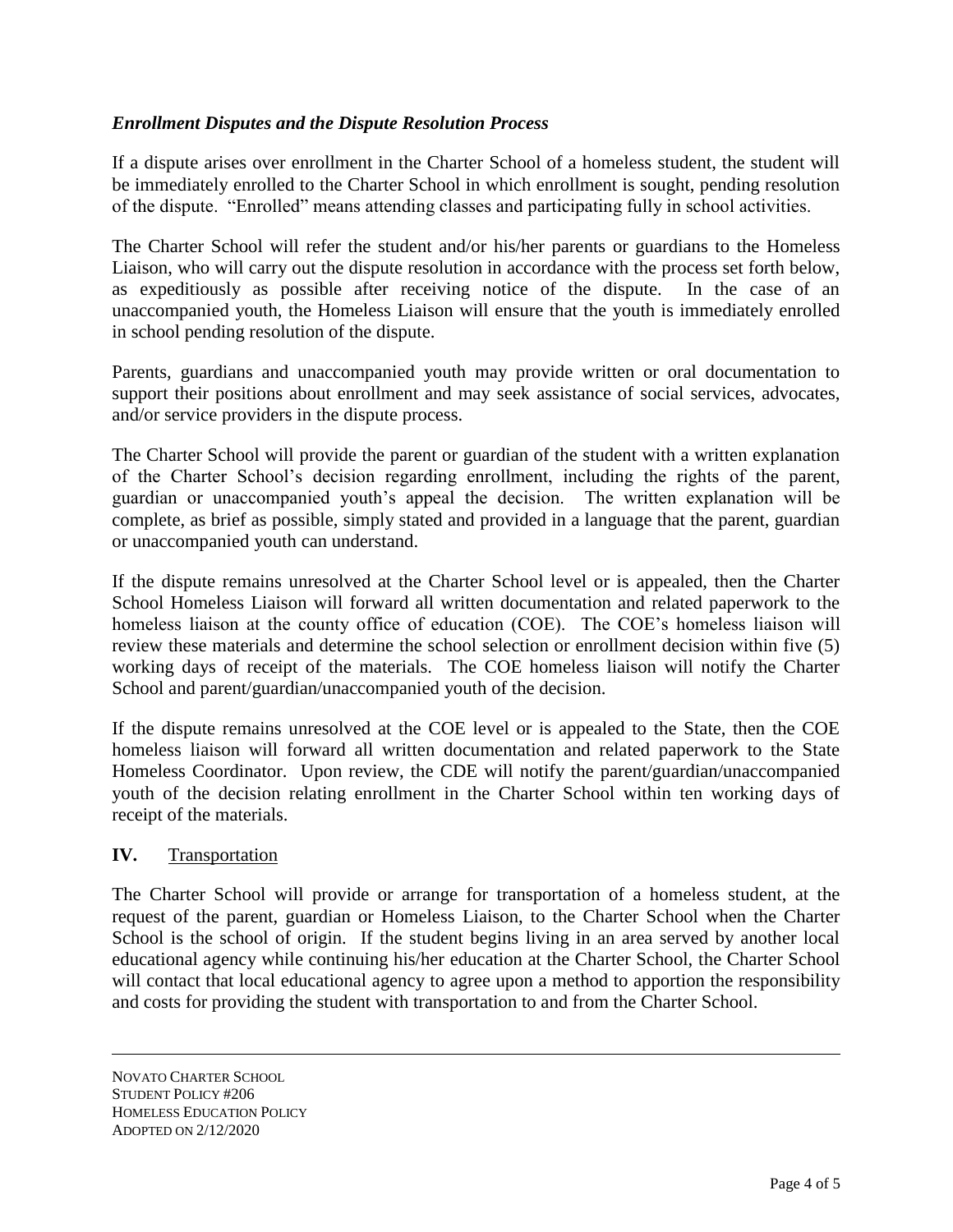### *Enrollment Disputes and the Dispute Resolution Process*

If a dispute arises over enrollment in the Charter School of a homeless student, the student will be immediately enrolled to the Charter School in which enrollment is sought, pending resolution of the dispute. "Enrolled" means attending classes and participating fully in school activities.

The Charter School will refer the student and/or his/her parents or guardians to the Homeless Liaison, who will carry out the dispute resolution in accordance with the process set forth below, as expeditiously as possible after receiving notice of the dispute. In the case of an unaccompanied youth, the Homeless Liaison will ensure that the youth is immediately enrolled in school pending resolution of the dispute.

Parents, guardians and unaccompanied youth may provide written or oral documentation to support their positions about enrollment and may seek assistance of social services, advocates, and/or service providers in the dispute process.

The Charter School will provide the parent or guardian of the student with a written explanation of the Charter School's decision regarding enrollment, including the rights of the parent, guardian or unaccompanied youth's appeal the decision. The written explanation will be complete, as brief as possible, simply stated and provided in a language that the parent, guardian or unaccompanied youth can understand.

If the dispute remains unresolved at the Charter School level or is appealed, then the Charter School Homeless Liaison will forward all written documentation and related paperwork to the homeless liaison at the county office of education (COE). The COE's homeless liaison will review these materials and determine the school selection or enrollment decision within five (5) working days of receipt of the materials. The COE homeless liaison will notify the Charter School and parent/guardian/unaccompanied youth of the decision.

If the dispute remains unresolved at the COE level or is appealed to the State, then the COE homeless liaison will forward all written documentation and related paperwork to the State Homeless Coordinator. Upon review, the CDE will notify the parent/guardian/unaccompanied youth of the decision relating enrollment in the Charter School within ten working days of receipt of the materials.

## IV. Transportation

The Charter School will provide or arrange for transportation of a homeless student, at the request of the parent, guardian or Homeless Liaison, to the Charter School when the Charter School is the school of origin. If the student begins living in an area served by another local educational agency while continuing his/her education at the Charter School, the Charter School will contact that local educational agency to agree upon a method to apportion the responsibility and costs for providing the student with transportation to and from the Charter School.

NOVATO CHARTER SCHOOL
STUDENT POLICY #206
HOMELESS EDUCATION POLICY
ADOPTED ON 2/12/2020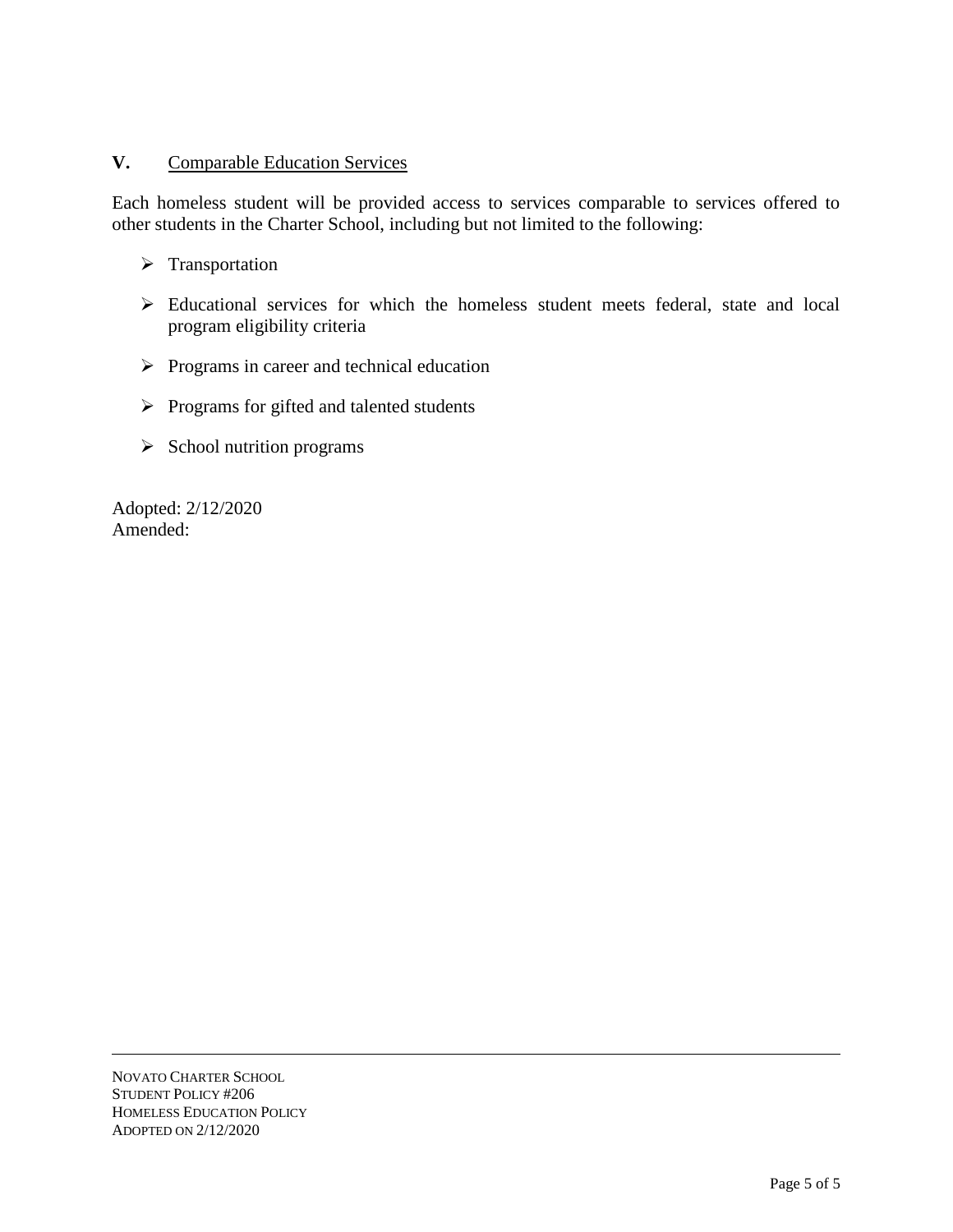## V. Comparable Education Services

Each homeless student will be provided access to services comparable to services offered to other students in the Charter School, including but not limited to the following:

- Transportation
- Educational services for which the homeless student meets federal, state and local program eligibility criteria
- Programs in career and technical education
- Programs for gifted and talented students
- School nutrition programs

Adopted: 2/12/2020
Amended: